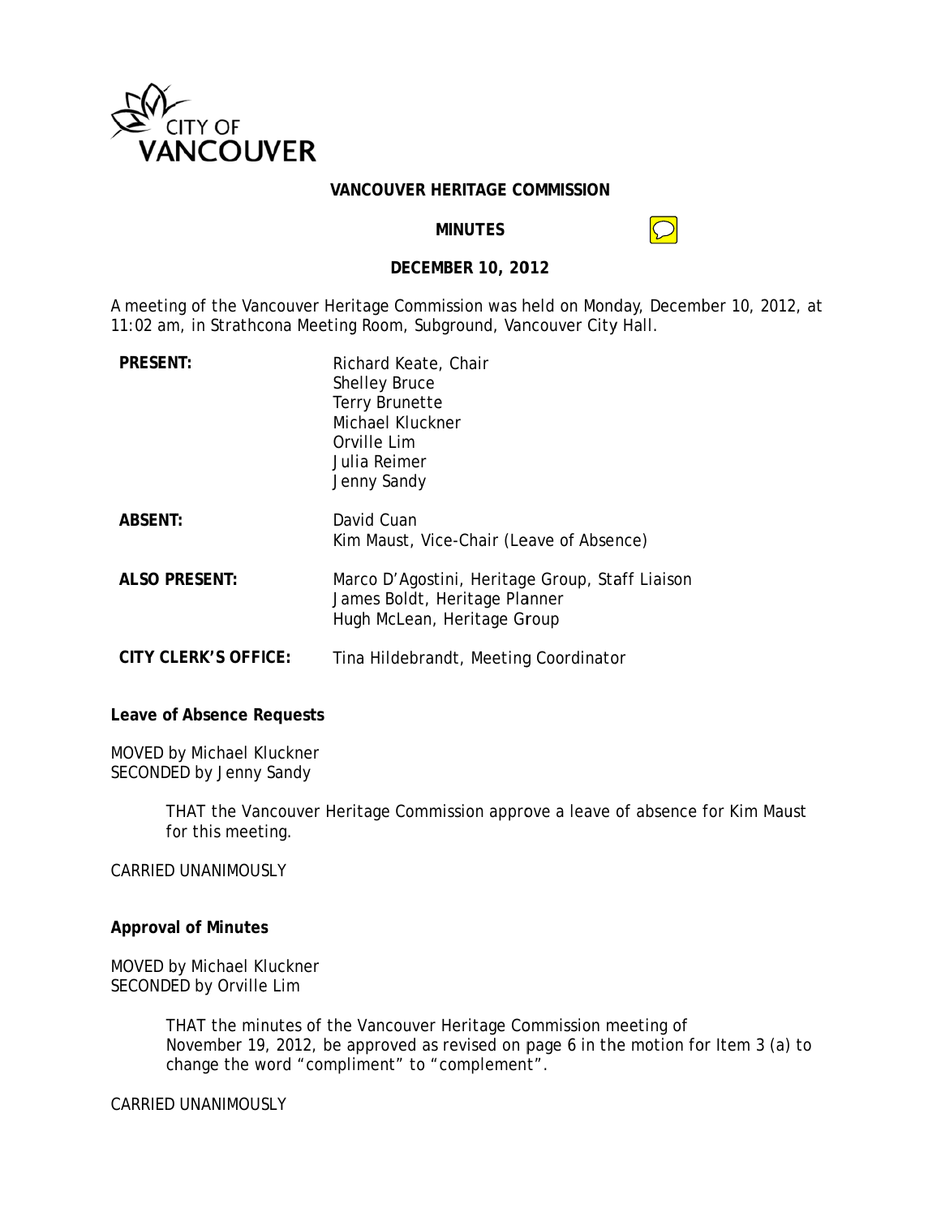# VANCOUVER HERITAGE COMMISSION

## MINUTES

## DECEMBER 10, 2012

A meeting of the Vancouver Heritage Commission was held on Monday, December 10, 2012, at 11:02 am, in Strathcona Meeting Room, Subground, Vancouver City Hall.

| | |
|---|---|
| **PRESENT:** | Richard Keate, Chair<br>Shelley Bruce<br>Terry Brunette<br>Michael Kluckner<br>Orville Lim<br>Julia Reimer<br>Jenny Sandy |
| **ABSENT:** | David Cuan<br>Kim Maust, Vice-Chair (Leave of Absence) |
| **ALSO PRESENT:** | Marco D'Agostini, Heritage Group, Staff Liaison<br>James Boldt, Heritage Planner<br>Hugh McLean, Heritage Group |
| **CITY CLERK'S OFFICE:** | Tina Hildebrandt, Meeting Coordinator |

**Leave of Absence Requests**

MOVED by Michael Kluckner
SECONDED by Jenny Sandy

> THAT the Vancouver Heritage Commission approve a leave of absence for Kim Maust for this meeting.

CARRIED UNANIMOUSLY

**Approval of Minutes**

MOVED by Michael Kluckner
SECONDED by Orville Lim

> THAT the minutes of the Vancouver Heritage Commission meeting of November 19, 2012, be approved as revised on page 6 in the motion for Item 3 (a) to change the word "compliment" to "complement".

CARRIED UNANIMOUSLY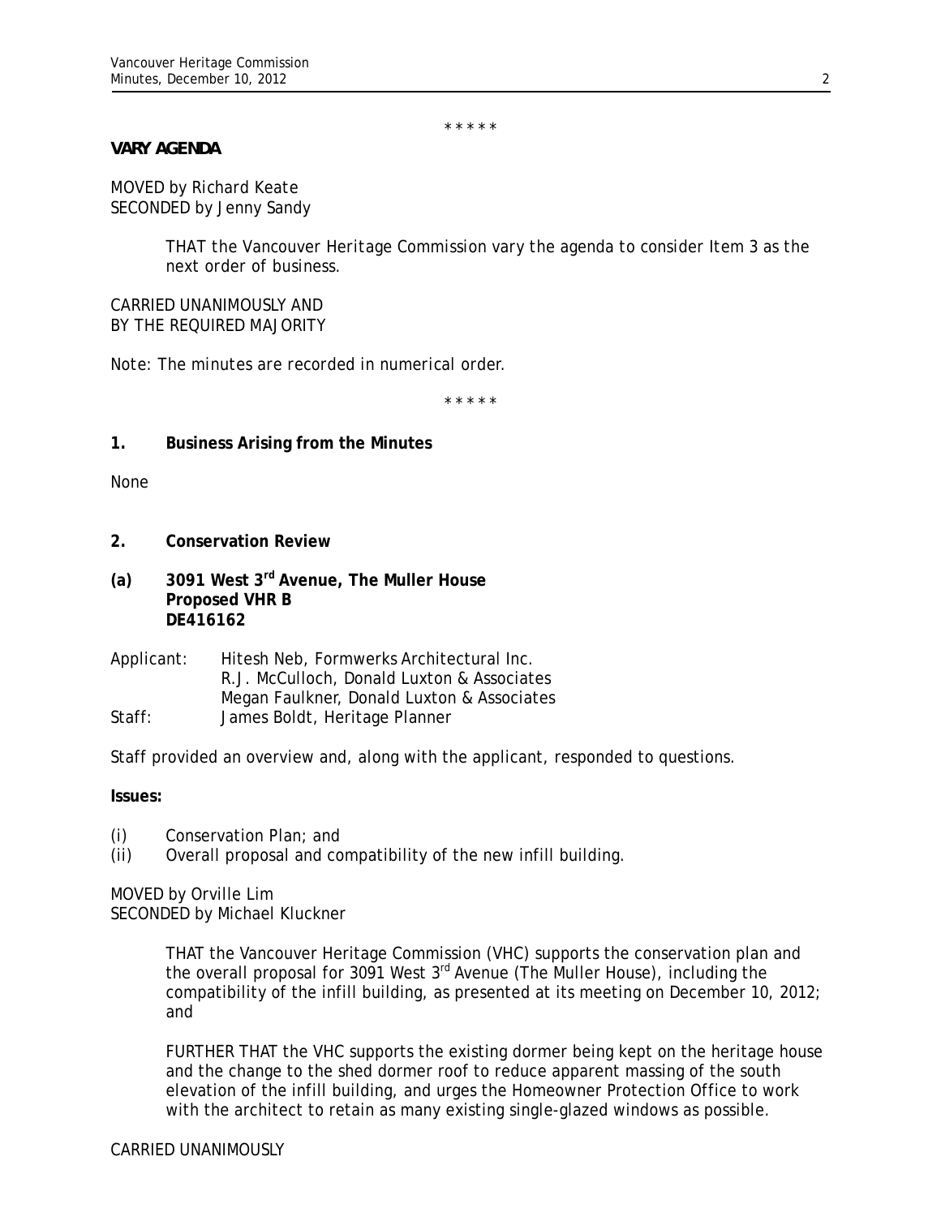\* \* \* \* \*

**VARY AGENDA**

MOVED by Richard Keate
SECONDED by Jenny Sandy

> THAT the Vancouver Heritage Commission vary the agenda to consider Item 3 as the next order of business.

CARRIED UNANIMOUSLY AND
BY THE REQUIRED MAJORITY

*Note: The minutes are recorded in numerical order.*

\* \* \* \* \*

**1. Business Arising from the Minutes**

None

**2. Conservation Review**

**(a) 3091 West 3rd Avenue, The Muller House**
**Proposed VHR B**
**DE416162**

| | |
|---|---|
| Applicant: | Hitesh Neb, Formwerks Architectural Inc. |
| | R.J. McCulloch, Donald Luxton & Associates |
| | Megan Faulkner, Donald Luxton & Associates |
| Staff: | James Boldt, Heritage Planner |

Staff provided an overview and, along with the applicant, responded to questions.

**Issues:**

(i) Conservation Plan; and
(ii) Overall proposal and compatibility of the new infill building.

MOVED by Orville Lim
SECONDED by Michael Kluckner

> THAT the Vancouver Heritage Commission (VHC) supports the conservation plan and the overall proposal for 3091 West 3rd Avenue (The Muller House), including the compatibility of the infill building, as presented at its meeting on December 10, 2012; and
>
> FURTHER THAT the VHC supports the existing dormer being kept on the heritage house and the change to the shed dormer roof to reduce apparent massing of the south elevation of the infill building, and urges the Homeowner Protection Office to work with the architect to retain as many existing single-glazed windows as possible.

CARRIED UNANIMOUSLY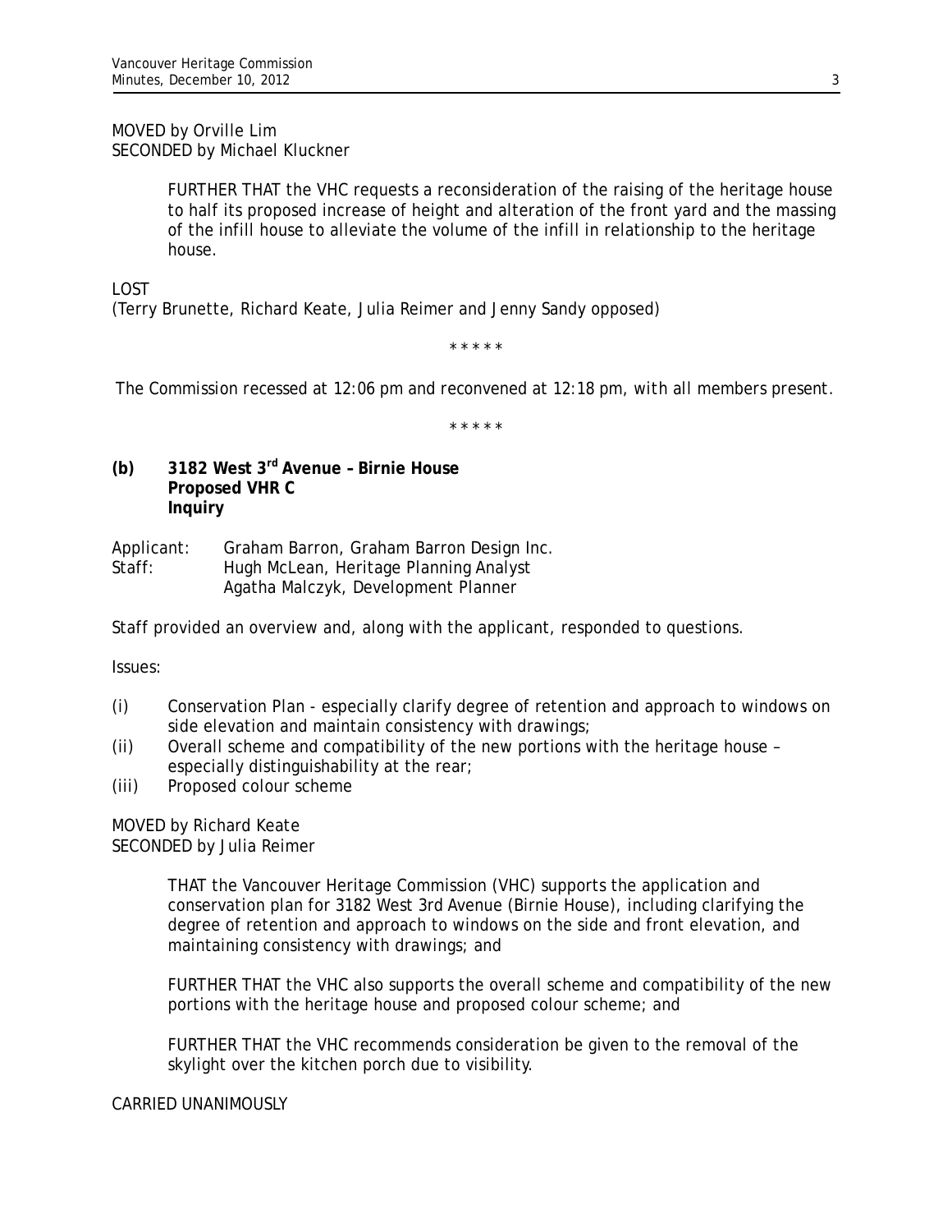MOVED by Orville Lim
SECONDED by Michael Kluckner

> FURTHER THAT the VHC requests a reconsideration of the raising of the heritage house to half its proposed increase of height and alteration of the front yard and the massing of the infill house to alleviate the volume of the infill in relationship to the heritage house.

LOST
(Terry Brunette, Richard Keate, Julia Reimer and Jenny Sandy opposed)

\* \* \* \* \*

The Commission recessed at 12:06 pm and reconvened at 12:18 pm, with all members present.

\* \* \* \* \*

**(b) 3182 West 3rd Avenue – Birnie House**
**Proposed VHR C**
**Inquiry**

Applicant: Graham Barron, Graham Barron Design Inc.
Staff: Hugh McLean, Heritage Planning Analyst
Agatha Malczyk, Development Planner

Staff provided an overview and, along with the applicant, responded to questions.

Issues:

(i) Conservation Plan - especially clarify degree of retention and approach to windows on side elevation and maintain consistency with drawings;
(ii) Overall scheme and compatibility of the new portions with the heritage house – especially distinguishability at the rear;
(iii) Proposed colour scheme

MOVED by Richard Keate
SECONDED by Julia Reimer

> THAT the Vancouver Heritage Commission (VHC) supports the application and conservation plan for 3182 West 3rd Avenue (Birnie House), including clarifying the degree of retention and approach to windows on the side and front elevation, and maintaining consistency with drawings; and
>
> FURTHER THAT the VHC also supports the overall scheme and compatibility of the new portions with the heritage house and proposed colour scheme; and
>
> FURTHER THAT the VHC recommends consideration be given to the removal of the skylight over the kitchen porch due to visibility.

CARRIED UNANIMOUSLY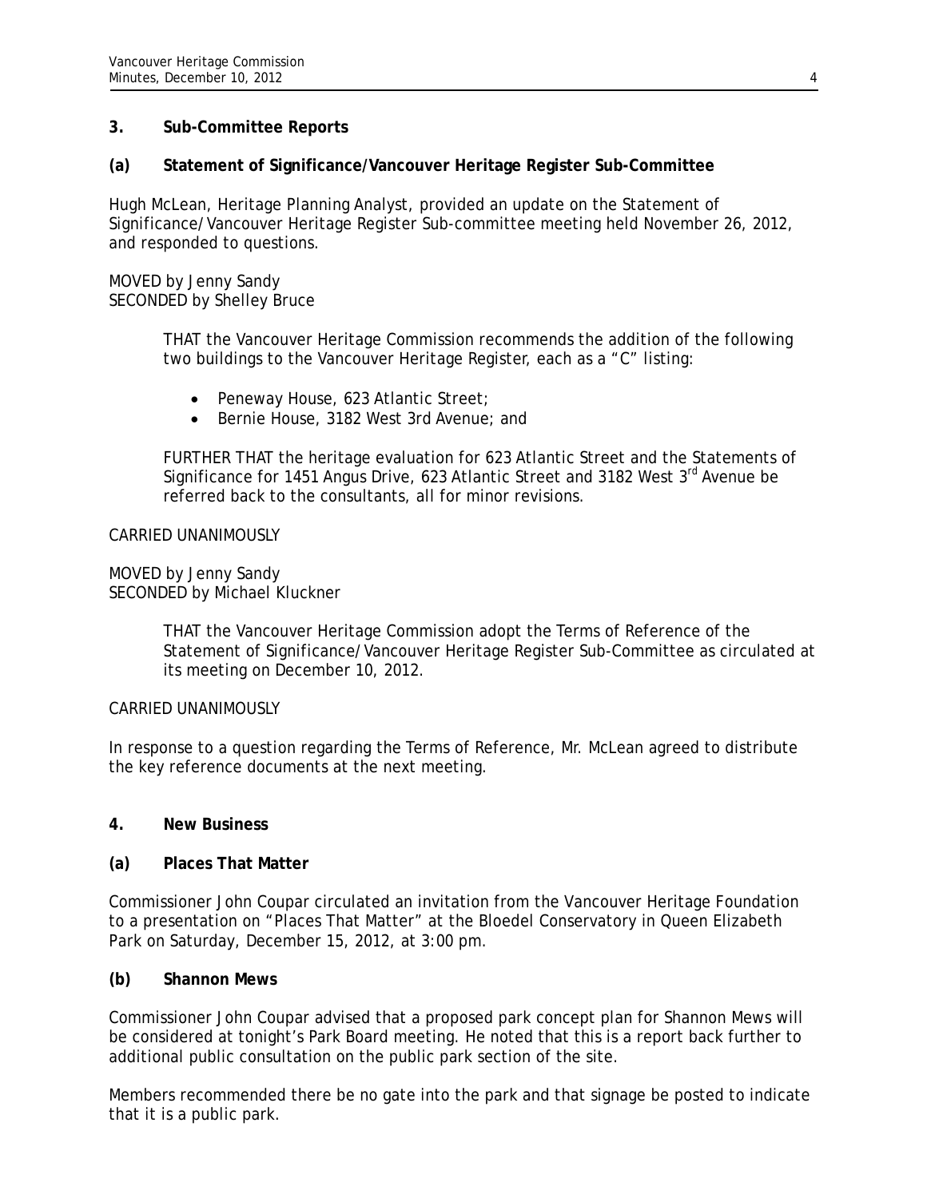## 3. Sub-Committee Reports

### (a) Statement of Significance/Vancouver Heritage Register Sub-Committee

Hugh McLean, Heritage Planning Analyst, provided an update on the Statement of Significance/Vancouver Heritage Register Sub-committee meeting held November 26, 2012, and responded to questions.

MOVED by Jenny Sandy
SECONDED by Shelley Bruce

> THAT the Vancouver Heritage Commission recommends the addition of the following two buildings to the Vancouver Heritage Register, each as a "C" listing:
>
> - Peneway House, 623 Atlantic Street;
> - Bernie House, 3182 West 3rd Avenue; and
>
> FURTHER THAT the heritage evaluation for 623 Atlantic Street and the Statements of Significance for 1451 Angus Drive, 623 Atlantic Street and 3182 West 3rd Avenue be referred back to the consultants, all for minor revisions.

CARRIED UNANIMOUSLY

MOVED by Jenny Sandy
SECONDED by Michael Kluckner

> THAT the Vancouver Heritage Commission adopt the Terms of Reference of the Statement of Significance/Vancouver Heritage Register Sub-Committee as circulated at its meeting on December 10, 2012.

CARRIED UNANIMOUSLY

In response to a question regarding the Terms of Reference, Mr. McLean agreed to distribute the key reference documents at the next meeting.

## 4. New Business

### (a) Places That Matter

Commissioner John Coupar circulated an invitation from the Vancouver Heritage Foundation to a presentation on "Places That Matter" at the Bloedel Conservatory in Queen Elizabeth Park on Saturday, December 15, 2012, at 3:00 pm.

### (b) Shannon Mews

Commissioner John Coupar advised that a proposed park concept plan for Shannon Mews will be considered at tonight's Park Board meeting. He noted that this is a report back further to additional public consultation on the public park section of the site.

Members recommended there be no gate into the park and that signage be posted to indicate that it is a public park.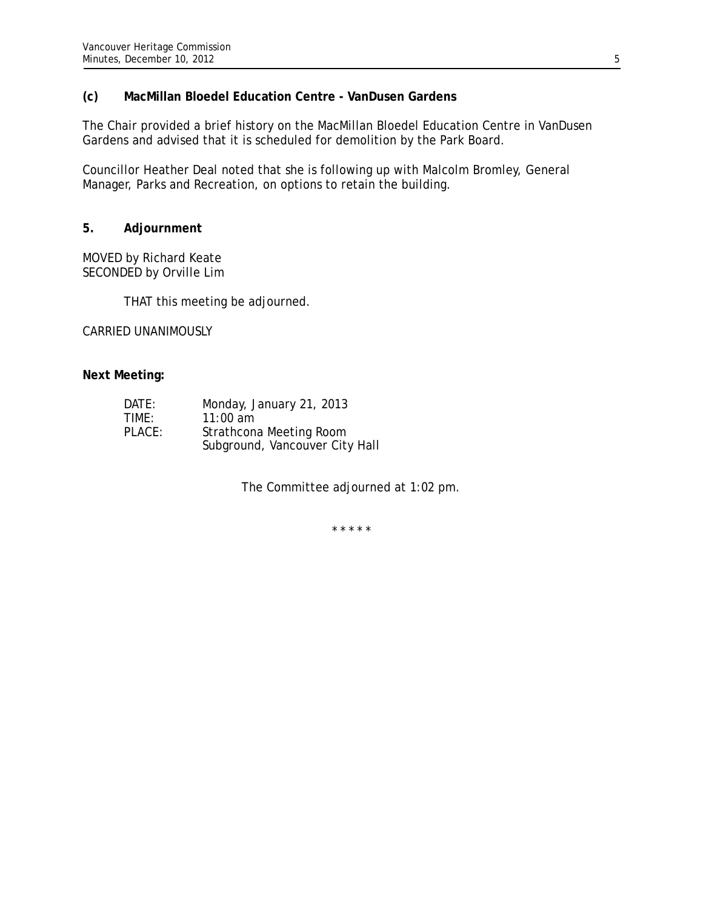### (c) MacMillan Bloedel Education Centre - VanDusen Gardens

The Chair provided a brief history on the MacMillan Bloedel Education Centre in VanDusen Gardens and advised that it is scheduled for demolition by the Park Board.

Councillor Heather Deal noted that she is following up with Malcolm Bromley, General Manager, Parks and Recreation, on options to retain the building.

## 5. Adjournment

MOVED by Richard Keate
SECONDED by Orville Lim

THAT this meeting be adjourned.

CARRIED UNANIMOUSLY

**Next Meeting:**

DATE: Monday, January 21, 2013
TIME: 11:00 am
PLACE: Strathcona Meeting Room
Subground, Vancouver City Hall

The Committee adjourned at 1:02 pm.

\* \* \* \* \*